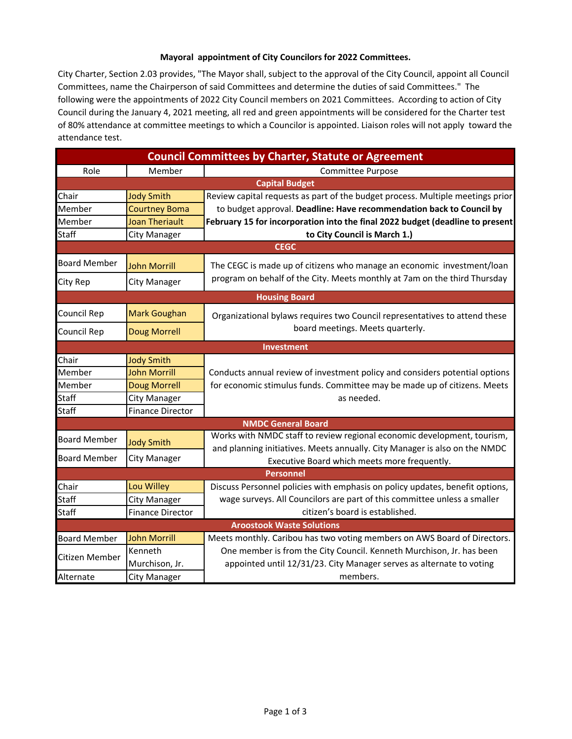**Mayoral appointment of City Councilors for 2022 Committees.**

City Charter, Section 2.03 provides, "The Mayor shall, subject to the approval of the City Council, appoint all Council Committees, name the Chairperson of said Committees and determine the duties of said Committees." The following were the appointments of 2022 City Council members on 2021 Committees. According to action of City Council during the January 4, 2021 meeting, all red and green appointments will be considered for the Charter test of 80% attendance at committee meetings to which a Councilor is appointed. Liaison roles will not apply toward the attendance test.

| Council Committees by Charter, Statute or Agreement | | |
|---|---|---|
| Role | Member | Committee Purpose |
| **Capital Budget** | | |
| Chair | Jody Smith | Review capital requests as part of the budget process. Multiple meetings prior to budget approval. **Deadline: Have recommendation back to Council by February 15 for incorporation into the final 2022 budget (deadline to present to City Council is March 1.)** |
| Member | Courtney Boma | |
| Member | Joan Theriault | |
| Staff | City Manager | |
| **CEGC** | | |
| Board Member | John Morrill | The CEGC is made up of citizens who manage an economic investment/loan program on behalf of the City. Meets monthly at 7am on the third Thursday |
| City Rep | City Manager | |
| **Housing Board** | | |
| Council Rep | Mark Goughan | Organizational bylaws requires two Council representatives to attend these board meetings. Meets quarterly. |
| Council Rep | Doug Morrell | |
| **Investment** | | |
| Chair | Jody Smith | Conducts annual review of investment policy and considers potential options for economic stimulus funds. Committee may be made up of citizens. Meets as needed. |
| Member | John Morrill | |
| Member | Doug Morrell | |
| Staff | City Manager | |
| Staff | Finance Director | |
| **NMDC General Board** | | |
| Board Member | Jody Smith | Works with NMDC staff to review regional economic development, tourism, and planning initiatives. Meets annually. City Manager is also on the NMDC Executive Board which meets more frequently. |
| Board Member | City Manager | |
| **Personnel** | | |
| Chair | Lou Willey | Discuss Personnel policies with emphasis on policy updates, benefit options, wage surveys. All Councilors are part of this committee unless a smaller citizen's board is established. |
| Staff | City Manager | |
| Staff | Finance Director | |
| **Aroostook Waste Solutions** | | |
| Board Member | John Morrill | Meets monthly. Caribou has two voting members on AWS Board of Directors. One member is from the City Council. Kenneth Murchison, Jr. has been appointed until 12/31/23. City Manager serves as alternate to voting members. |
| Citizen Member | Kenneth Murchison, Jr. | |
| Alternate | City Manager | |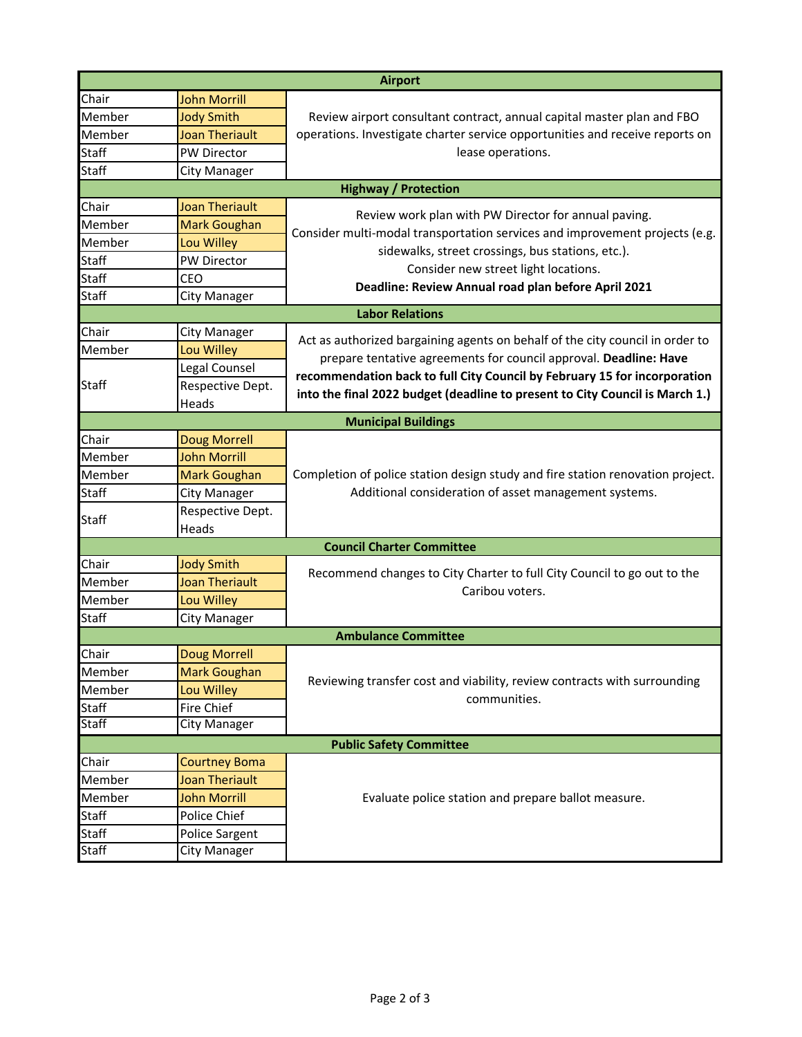## Airport

| Role | Name | Description |
|---|---|---|
| Chair | John Morrill | Review airport consultant contract, annual capital master plan and FBO operations. Investigate charter service opportunities and receive reports on lease operations. |
| Member | Jody Smith | |
| Member | Joan Theriault | |
| Staff | PW Director | |
| Staff | City Manager | |

## Highway / Protection

| Role | Name | Description |
|---|---|---|
| Chair | Joan Theriault | Review work plan with PW Director for annual paving. Consider multi-modal transportation services and improvement projects (e.g. sidewalks, street crossings, bus stations, etc.). Consider new street light locations. **Deadline: Review Annual road plan before April 2021** |
| Member | Mark Goughan | |
| Member | Lou Willey | |
| Staff | PW Director | |
| Staff | CEO | |
| Staff | City Manager | |

## Labor Relations

| Role | Name | Description |
|---|---|---|
| Chair | City Manager | Act as authorized bargaining agents on behalf of the city council in order to prepare tentative agreements for council approval. **Deadline: Have recommendation back to full City Council by February 15 for incorporation into the final 2022 budget (deadline to present to City Council is March 1.)** |
| Member | Lou Willey | |
| Staff | Legal Counsel | |
| | Respective Dept. Heads | |

## Municipal Buildings

| Role | Name | Description |
|---|---|---|
| Chair | Doug Morrell | Completion of police station design study and fire station renovation project. Additional consideration of asset management systems. |
| Member | John Morrill | |
| Member | Mark Goughan | |
| Staff | City Manager | |
| Staff | Respective Dept. Heads | |

## Council Charter Committee

| Role | Name | Description |
|---|---|---|
| Chair | Jody Smith | Recommend changes to City Charter to full City Council to go out to the Caribou voters. |
| Member | Joan Theriault | |
| Member | Lou Willey | |
| Staff | City Manager | |

## Ambulance Committee

| Role | Name | Description |
|---|---|---|
| Chair | Doug Morrell | Reviewing transfer cost and viability, review contracts with surrounding communities. |
| Member | Mark Goughan | |
| Member | Lou Willey | |
| Staff | Fire Chief | |
| Staff | City Manager | |

## Public Safety Committee

| Role | Name | Description |
|---|---|---|
| Chair | Courtney Boma | Evaluate police station and prepare ballot measure. |
| Member | Joan Theriault | |
| Member | John Morrill | |
| Staff | Police Chief | |
| Staff | Police Sargent | |
| Staff | City Manager | |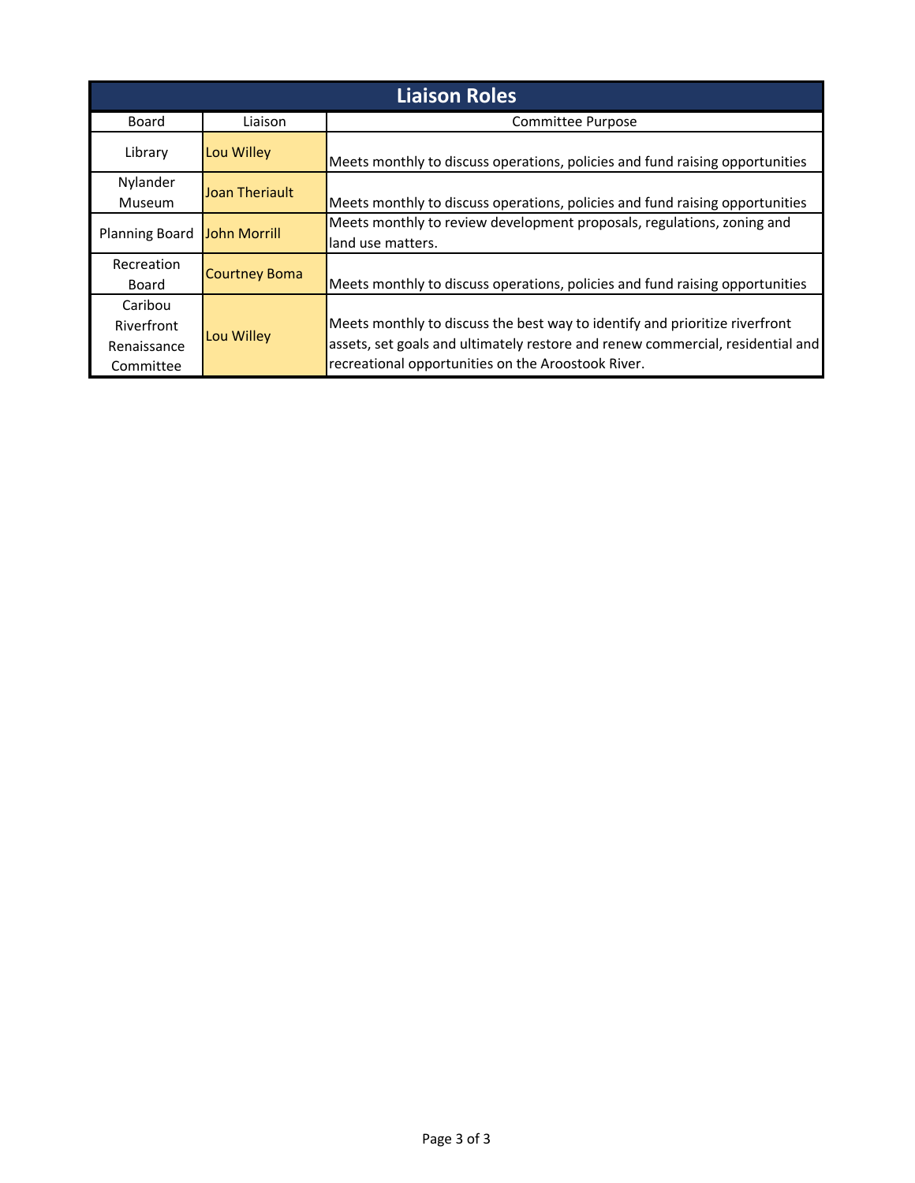## Liaison Roles

| Board | Liaison | Committee Purpose |
|---|---|---|
| Library | Lou Willey | Meets monthly to discuss operations, policies and fund raising opportunities |
| Nylander Museum | Joan Theriault | Meets monthly to discuss operations, policies and fund raising opportunities |
| Planning Board | John Morrill | Meets monthly to review development proposals, regulations, zoning and land use matters. |
| Recreation Board | Courtney Boma | Meets monthly to discuss operations, policies and fund raising opportunities |
| Caribou Riverfront Renaissance Committee | Lou Willey | Meets monthly to discuss the best way to identify and prioritize riverfront assets, set goals and ultimately restore and renew commercial, residential and recreational opportunities on the Aroostook River. |